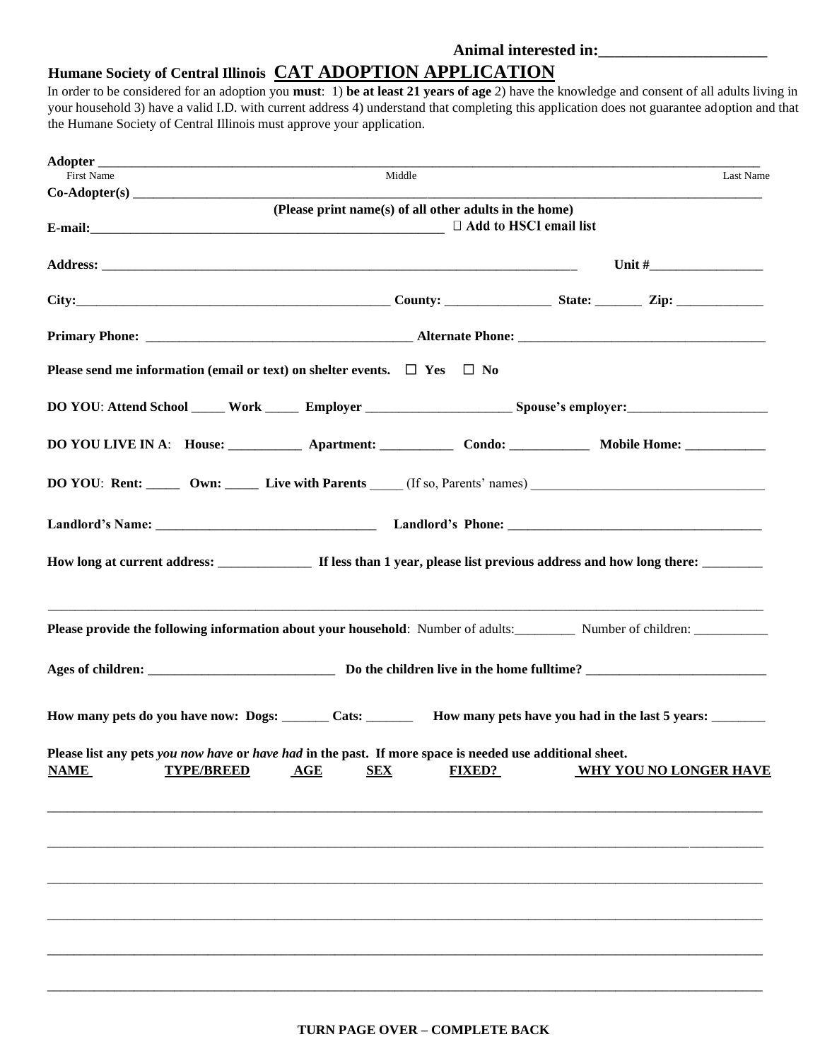**Animal interested in:____________________**

# Humane Society of Central Illinois CAT ADOPTION APPLICATION

In order to be considered for an adoption you **must**: 1) **be at least 21 years of age** 2) have the knowledge and consent of all adults living in your household 3) have a valid I.D. with current address 4) understand that completing this application does not guarantee adoption and that the Humane Society of Central Illinois must approve your application.

**Adopter** ____________________________________________________________________________
First Name Middle Last Name

**Co-Adopter(s)** ______________________________________________________________________
**(Please print name(s) of all other adults in the home)**

**E-mail:**_______________________________________________ ☐ **Add to HSCI email list**

**Address:** _______________________________________________________________ **Unit #**_______________

**City:**________________________________________ **County:** ______________ **State:** _______ **Zip:** ____________

**Primary Phone:** ___________________________________ **Alternate Phone:** _________________________________

**Please send me information (email or text) on shelter events.** ☐ **Yes** ☐ **No**

**DO YOU**: **Attend School** _____ **Work** _____ **Employer** ____________________ **Spouse's employer:**____________________

**DO YOU LIVE IN A**: **House:** __________ **Apartment:** __________ **Condo:** ___________ **Mobile Home:** ___________

**DO YOU**: **Rent:** _____ **Own:** _____ **Live with Parents** _____ (If so, Parents' names) ________________________________

**Landlord's Name:** ______________________________ **Landlord's Phone:** ___________________________________

**How long at current address:** _____________ **If less than 1 year, please list previous address and how long there:** ________

______________________________________________________________________________________________

**Please provide the following information about your household**: Number of adults:_________ Number of children: ___________

**Ages of children:** ___________________________ **Do the children live in the home fulltime?** __________________________

**How many pets do you have now: Dogs:** _______ **Cats:** _______ **How many pets have you had in the last 5 years:** ________

**Please list any pets** ***you now have*** **or** ***have had*** **in the past. If more space is needed use additional sheet.**

| NAME | TYPE/BREED | AGE | SEX | FIXED? | WHY YOU NO LONGER HAVE |
|---|---|---|---|---|---|
| | | | | | |
| | | | | | |
| | | | | | |
| | | | | | |
| | | | | | |
| | | | | | |

**TURN PAGE OVER – COMPLETE BACK**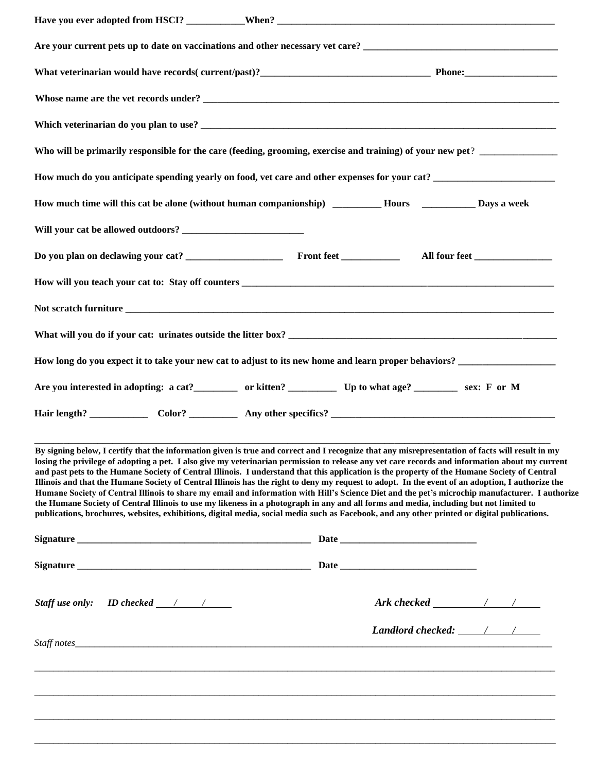**Have you ever adopted from HSCI? ____________When? ___________________________________________________________**

**Are your current pets up to date on vaccinations and other necessary vet care? ________________________________________**

**What veterinarian would have records( current/past)?___________________________________ Phone:___________________**

**Whose name are the vet records under? ___________________________________________________________________________**

**Which veterinarian do you plan to use? __________________________________________________________________________**

**Who will be primarily responsible for the care (feeding, grooming, exercise and training) of your new pet**? ________________

**How much do you anticipate spending yearly on food, vet care and other expenses for your cat? _________________________**

**How much time will this cat be alone (without human companionship) __________ Hours ___________ Days a week**

**Will your cat be allowed outdoors? _________________________**

**Do you plan on declawing your cat? ____________________ Front feet ____________ All four feet ________________**

**How will you teach your cat to: Stay off counters ____________________________________________________________________**

**Not scratch furniture _____________________________________________________________________________________________**

**What will you do if your cat: urinates outside the litter box? ____________________________________________________**

**How long do you expect it to take your new cat to adjust to its new home and learn proper behaviors? ____________________**

**Are you interested in adopting: a cat?_________ or kitten? __________ Up to what age? _________ sex: F or M**

**Hair length? ____________ Color? __________ Any other specifics? _______________________________________________**

---

**By signing below, I certify that the information given is true and correct and I recognize that any misrepresentation of facts will result in my losing the privilege of adopting a pet. I also give my veterinarian permission to release any vet care records and information about my current and past pets to the Humane Society of Central Illinois. I understand that this application is the property of the Humane Society of Central Illinois and that the Humane Society of Central Illinois has the right to deny my request to adopt. In the event of an adoption, I authorize the Humane Society of Central Illinois to share my email and information with Hill's Science Diet and the pet's microchip manufacturer. I authorize the Humane Society of Central Illinois to use my likeness in a photograph in any and all forms and media, including but not limited to publications, brochures, websites, exhibitions, digital media, social media such as Facebook, and any other printed or digital publications.**

**Signature _________________________________________________ Date ____________________________**

**Signature _________________________________________________ Date ____________________________**

***Staff use only:*** ***ID checked*** ___/___/___ ***Ark checked*** ___/___/___

***Landlord checked:*** ___/___/___

*Staff notes*_________________________________________________________________________________________________

_____________________________________________________________________________________________________________

_____________________________________________________________________________________________________________

_____________________________________________________________________________________________________________

_____________________________________________________________________________________________________________